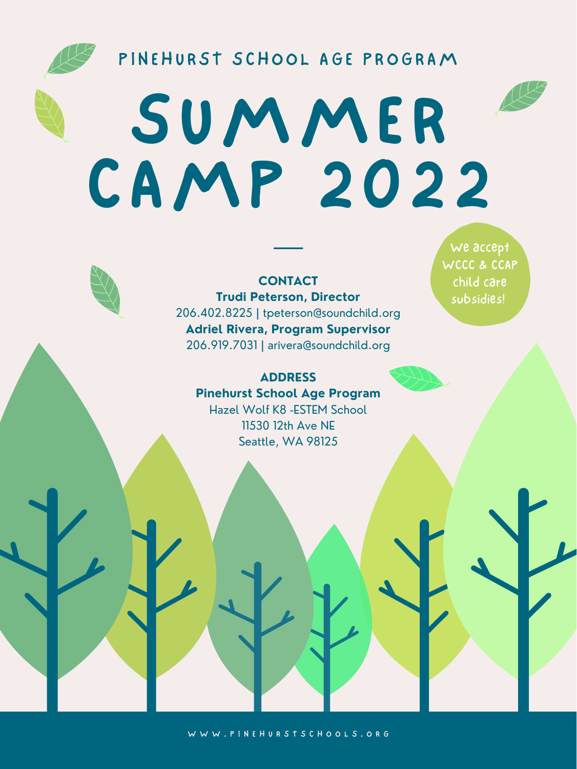PINEHURST SCHOOL AGE PROGRAM

# SUMMER CAMP 2022

We accept WCCC & CCAP child care subsidies!

**CONTACT**

**Trudi Peterson, Director**
206.402.8225 | tpeterson@soundchild.org

**Adriel Rivera, Program Supervisor**
206.919.7031 | arivera@soundchild.org

**ADDRESS**

**Pinehurst School Age Program**
Hazel Wolf K8 -ESTEM School
11530 12th Ave NE
Seattle, WA 98125

WWW.PINEHURSTSCHOOLS.ORG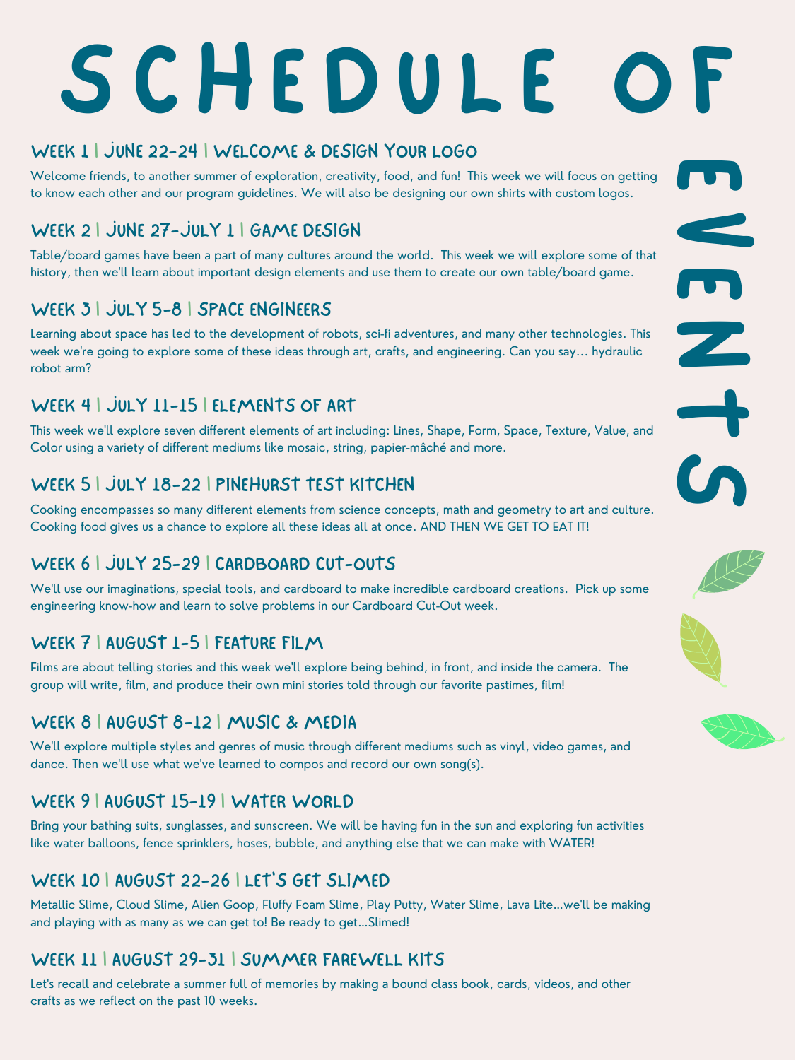# SCHEDULE OF EVENTS

## WEEK 1 | JUNE 22-24 | WELCOME & DESIGN YOUR LOGO

Welcome friends, to another summer of exploration, creativity, food, and fun! This week we will focus on getting to know each other and our program guidelines. We will also be designing our own shirts with custom logos.

## WEEK 2 | JUNE 27-JULY 1 | GAME DESIGN

Table/board games have been a part of many cultures around the world. This week we will explore some of that history, then we'll learn about important design elements and use them to create our own table/board game.

## WEEK 3 | JULY 5-8 | SPACE ENGINEERS

Learning about space has led to the development of robots, sci-fi adventures, and many other technologies. This week we're going to explore some of these ideas through art, crafts, and engineering. Can you say... hydraulic robot arm?

## WEEK 4 | JULY 11-15 | ELEMENTS OF ART

This week we'll explore seven different elements of art including: Lines, Shape, Form, Space, Texture, Value, and Color using a variety of different mediums like mosaic, string, papier-mâché and more.

## WEEK 5 | JULY 18-22 | PINEHURST TEST KITCHEN

Cooking encompasses so many different elements from science concepts, math and geometry to art and culture. Cooking food gives us a chance to explore all these ideas all at once. AND THEN WE GET TO EAT IT!

## WEEK 6 | JULY 25-29 | CARDBOARD CUT-OUTS

We'll use our imaginations, special tools, and cardboard to make incredible cardboard creations. Pick up some engineering know-how and learn to solve problems in our Cardboard Cut-Out week.

## WEEK 7 | AUGUST 1-5 | FEATURE FILM

Films are about telling stories and this week we'll explore being behind, in front, and inside the camera. The group will write, film, and produce their own mini stories told through our favorite pastimes, film!

## WEEK 8 | AUGUST 8-12 | MUSIC & MEDIA

We'll explore multiple styles and genres of music through different mediums such as vinyl, video games, and dance. Then we'll use what we've learned to compos and record our own song(s).

## WEEK 9 | AUGUST 15-19 | WATER WORLD

Bring your bathing suits, sunglasses, and sunscreen. We will be having fun in the sun and exploring fun activities like water balloons, fence sprinklers, hoses, bubble, and anything else that we can make with WATER!

## WEEK 10 | AUGUST 22-26 | LET'S GET SLIMED

Metallic Slime, Cloud Slime, Alien Goop, Fluffy Foam Slime, Play Putty, Water Slime, Lava Lite...we'll be making and playing with as many as we can get to! Be ready to get...Slimed!

## WEEK 11 | AUGUST 29-31 | SUMMER FAREWELL KITS

Let's recall and celebrate a summer full of memories by making a bound class book, cards, videos, and other crafts as we reflect on the past 10 weeks.